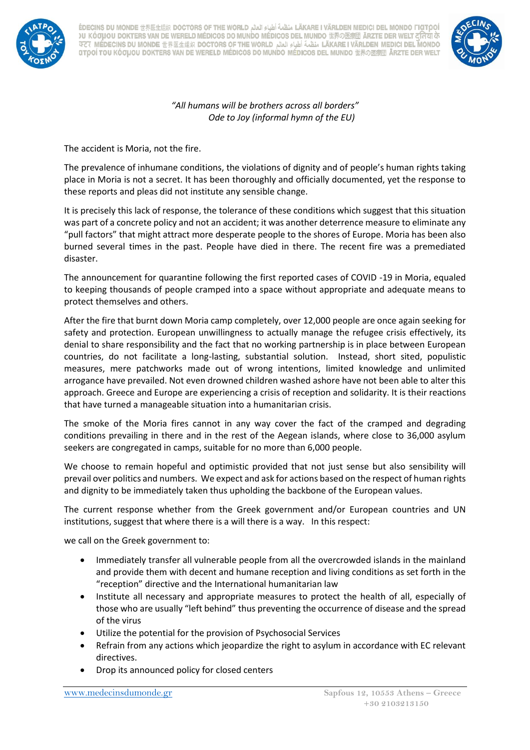*"All humans will be brothers across all borders"*
*Ode to Joy (informal hymn of the EU)*

The accident is Moria, not the fire.

The prevalence of inhumane conditions, the violations of dignity and of people's human rights taking place in Moria is not a secret. It has been thoroughly and officially documented, yet the response to these reports and pleas did not institute any sensible change.

It is precisely this lack of response, the tolerance of these conditions which suggest that this situation was part of a concrete policy and not an accident; it was another deterrence measure to eliminate any "pull factors" that might attract more desperate people to the shores of Europe. Moria has been also burned several times in the past. People have died in there. The recent fire was a premediated disaster.

The announcement for quarantine following the first reported cases of COVID -19 in Moria, equaled to keeping thousands of people cramped into a space without appropriate and adequate means to protect themselves and others.

After the fire that burnt down Moria camp completely, over 12,000 people are once again seeking for safety and protection. European unwillingness to actually manage the refugee crisis effectively, its denial to share responsibility and the fact that no working partnership is in place between European countries, do not facilitate a long-lasting, substantial solution. Instead, short sited, populistic measures, mere patchworks made out of wrong intentions, limited knowledge and unlimited arrogance have prevailed. Not even drowned children washed ashore have not been able to alter this approach. Greece and Europe are experiencing a crisis of reception and solidarity. It is their reactions that have turned a manageable situation into a humanitarian crisis.

The smoke of the Moria fires cannot in any way cover the fact of the cramped and degrading conditions prevailing in there and in the rest of the Aegean islands, where close to 36,000 asylum seekers are congregated in camps, suitable for no more than 6,000 people.

We choose to remain hopeful and optimistic provided that not just sense but also sensibility will prevail over politics and numbers. We expect and ask for actions based on the respect of human rights and dignity to be immediately taken thus upholding the backbone of the European values.

The current response whether from the Greek government and/or European countries and UN institutions, suggest that where there is a will there is a way. In this respect:

we call on the Greek government to:

- Immediately transfer all vulnerable people from all the overcrowded islands in the mainland and provide them with decent and humane reception and living conditions as set forth in the "reception" directive and the International humanitarian law
- Institute all necessary and appropriate measures to protect the health of all, especially of those who are usually "left behind" thus preventing the occurrence of disease and the spread of the virus
- Utilize the potential for the provision of Psychosocial Services
- Refrain from any actions which jeopardize the right to asylum in accordance with EC relevant directives.
- Drop its announced policy for closed centers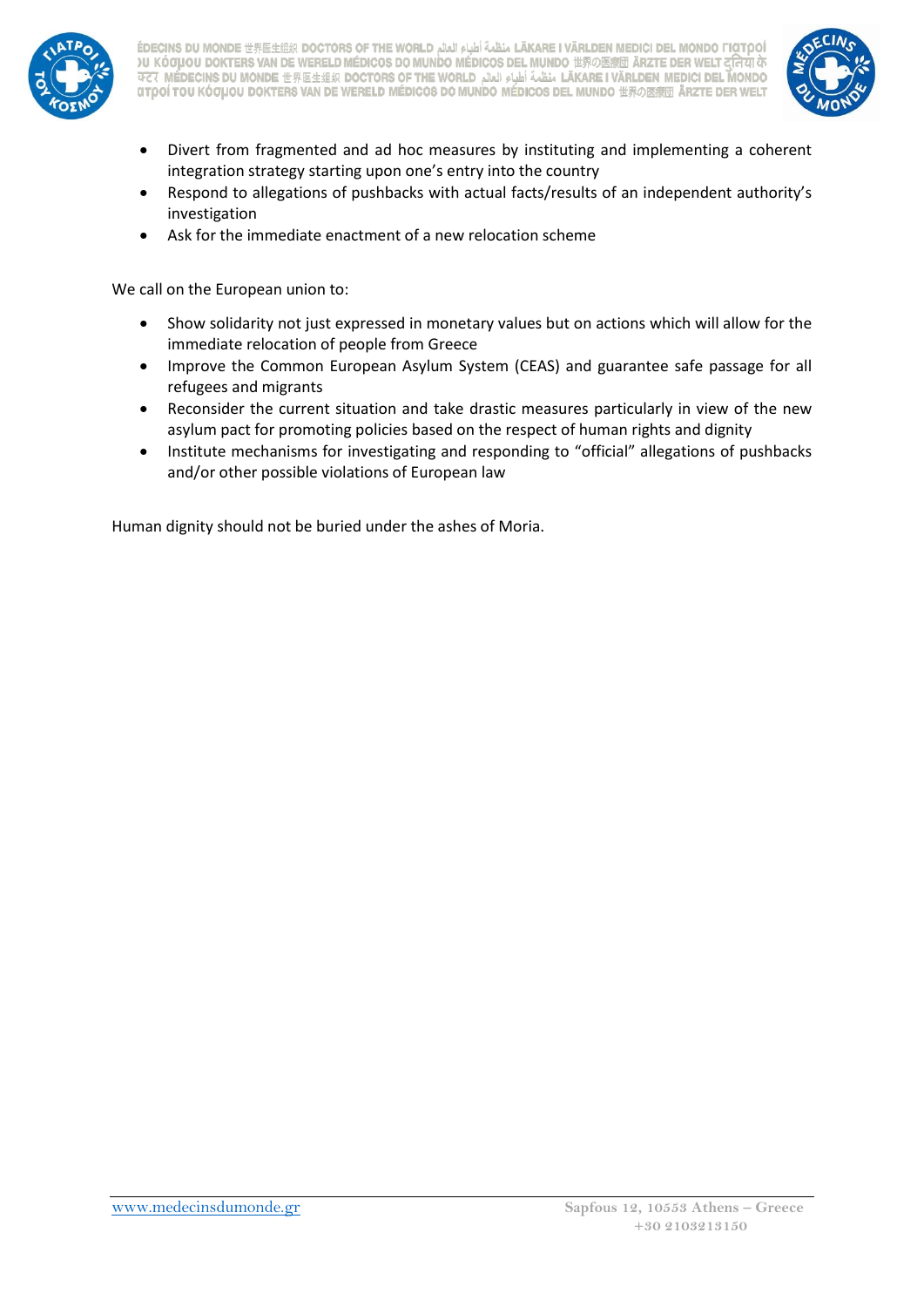- Divert from fragmented and ad hoc measures by instituting and implementing a coherent integration strategy starting upon one's entry into the country
- Respond to allegations of pushbacks with actual facts/results of an independent authority's investigation
- Ask for the immediate enactment of a new relocation scheme

We call on the European union to:

- Show solidarity not just expressed in monetary values but on actions which will allow for the immediate relocation of people from Greece
- Improve the Common European Asylum System (CEAS) and guarantee safe passage for all refugees and migrants
- Reconsider the current situation and take drastic measures particularly in view of the new asylum pact for promoting policies based on the respect of human rights and dignity
- Institute mechanisms for investigating and responding to "official" allegations of pushbacks and/or other possible violations of European law

Human dignity should not be buried under the ashes of Moria.